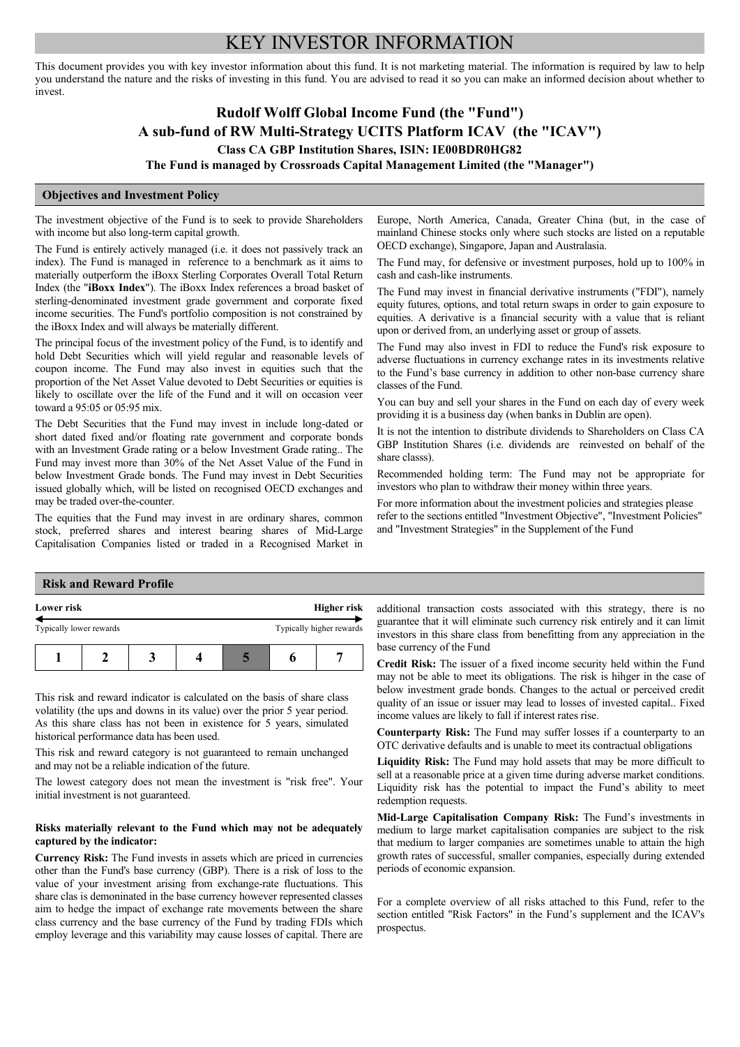# KEY INVESTOR INFORMATION

This document provides you with key investor information about this fund. It is not marketing material. The information is required by law to help you understand the nature and the risks of investing in this fund. You are advised to read it so you can make an informed decision about whether to invest.

## Rudolf Wolff Global Income Fund (the "Fund")
## A sub-fund of RW Multi-Strategy UCITS Platform ICAV (the "ICAV")
### Class CA GBP Institution Shares, ISIN: IE00BDR0HG82
### The Fund is managed by Crossroads Capital Management Limited (the "Manager")

## Objectives and Investment Policy

The investment objective of the Fund is to seek to provide Shareholders with income but also long-term capital growth.

The Fund is entirely actively managed (i.e. it does not passively track an index). The Fund is managed in reference to a benchmark as it aims to materially outperform the iBoxx Sterling Corporates Overall Total Return Index (the "**iBoxx Index**"). The iBoxx Index references a broad basket of sterling-denominated investment grade government and corporate fixed income securities. The Fund's portfolio composition is not constrained by the iBoxx Index and will always be materially different.

The principal focus of the investment policy of the Fund, is to identify and hold Debt Securities which will yield regular and reasonable levels of coupon income. The Fund may also invest in equities such that the proportion of the Net Asset Value devoted to Debt Securities or equities is likely to oscillate over the life of the Fund and it will on occasion veer toward a 95:05 or 05:95 mix.

The Debt Securities that the Fund may invest in include long-dated or short dated fixed and/or floating rate government and corporate bonds with an Investment Grade rating or a below Investment Grade rating.. The Fund may invest more than 30% of the Net Asset Value of the Fund in below Investment Grade bonds. The Fund may invest in Debt Securities issued globally which, will be listed on recognised OECD exchanges and may be traded over-the-counter.

The equities that the Fund may invest in are ordinary shares, common stock, preferred shares and interest bearing shares of Mid-Large Capitalisation Companies listed or traded in a Recognised Market in Europe, North America, Canada, Greater China (but, in the case of mainland Chinese stocks only where such stocks are listed on a reputable OECD exchange), Singapore, Japan and Australasia.

The Fund may, for defensive or investment purposes, hold up to 100% in cash and cash-like instruments.

The Fund may invest in financial derivative instruments ("FDI"), namely equity futures, options, and total return swaps in order to gain exposure to equities. A derivative is a financial security with a value that is reliant upon or derived from, an underlying asset or group of assets.

The Fund may also invest in FDI to reduce the Fund's risk exposure to adverse fluctuations in currency exchange rates in its investments relative to the Fund's base currency in addition to other non-base currency share classes of the Fund.

You can buy and sell your shares in the Fund on each day of every week providing it is a business day (when banks in Dublin are open).

It is not the intention to distribute dividends to Shareholders on Class CA GBP Institution Shares (i.e. dividends are reinvested on behalf of the share classs).

Recommended holding term: The Fund may not be appropriate for investors who plan to withdraw their money within three years.

For more information about the investment policies and strategies please refer to the sections entitled "Investment Objective", "Investment Policies" and "Investment Strategies" in the Supplement of the Fund

## Risk and Reward Profile

| **Lower risk** | | | | | | **Higher risk** |
|---|---|---|---|---|---|---|
| Typically lower rewards | | | | | | Typically higher rewards |
| **1** | **2** | **3** | **4** | **5** | **6** | **7** |

This risk and reward indicator is calculated on the basis of share class volatility (the ups and downs in its value) over the prior 5 year period. As this share class has not been in existence for 5 years, simulated historical performance data has been used.

This risk and reward category is not guaranteed to remain unchanged and may not be a reliable indication of the future.

The lowest category does not mean the investment is "risk free". Your initial investment is not guaranteed.

**Risks materially relevant to the Fund which may not be adequately captured by the indicator:**

**Currency Risk:** The Fund invests in assets which are priced in currencies other than the Fund's base currency (GBP). There is a risk of loss to the value of your investment arising from exchange-rate fluctuations. This share clas is demoninated in the base currency however represented classes aim to hedge the impact of exchange rate movements between the share class currency and the base currency of the Fund by trading FDIs which employ leverage and this variability may cause losses of capital. There are additional transaction costs associated with this strategy, there is no guarantee that it will eliminate such currency risk entirely and it can limit investors in this share class from benefitting from any appreciation in the base currency of the Fund

**Credit Risk:** The issuer of a fixed income security held within the Fund may not be able to meet its obligations. The risk is hihger in the case of below investment grade bonds. Changes to the actual or perceived credit quality of an issue or issuer may lead to losses of invested capital.. Fixed income values are likely to fall if interest rates rise.

**Counterparty Risk:** The Fund may suffer losses if a counterparty to an OTC derivative defaults and is unable to meet its contractual obligations

**Liquidity Risk:** The Fund may hold assets that may be more difficult to sell at a reasonable price at a given time during adverse market conditions. Liquidity risk has the potential to impact the Fund's ability to meet redemption requests.

**Mid-Large Capitalisation Company Risk:** The Fund's investments in medium to large market capitalisation companies are subject to the risk that medium to larger companies are sometimes unable to attain the high growth rates of successful, smaller companies, especially during extended periods of economic expansion.

For a complete overview of all risks attached to this Fund, refer to the section entitled "Risk Factors" in the Fund's supplement and the ICAV's prospectus.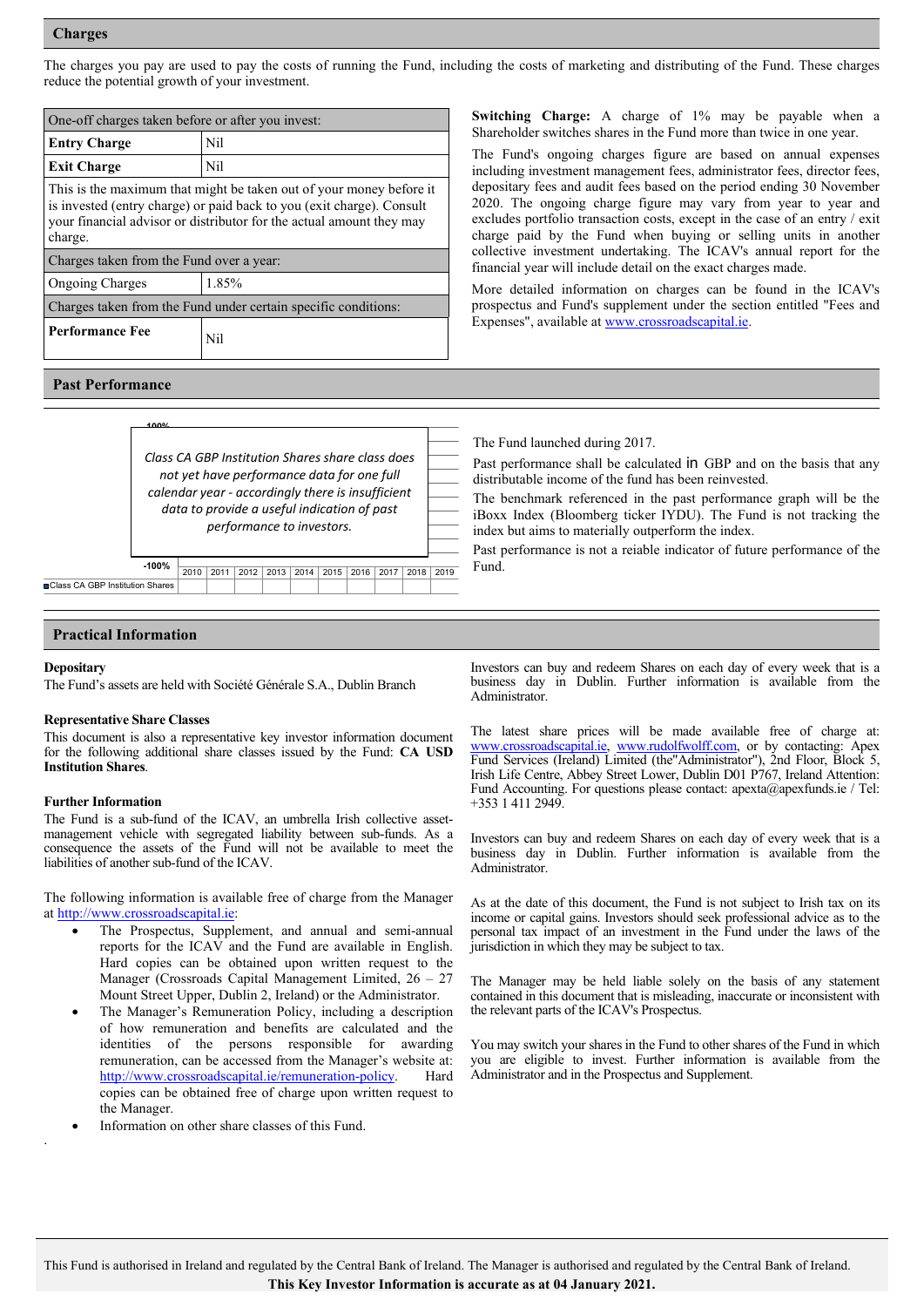## Charges

The charges you pay are used to pay the costs of running the Fund, including the costs of marketing and distributing of the Fund. These charges reduce the potential growth of your investment.

| One-off charges taken before or after you invest: | |
|---|---|
| **Entry Charge** | Nil |
| **Exit Charge** | Nil |
| This is the maximum that might be taken out of your money before it is invested (entry charge) or paid back to you (exit charge). Consult your financial advisor or distributor for the actual amount they may charge. | |
| Charges taken from the Fund over a year: | |
| Ongoing Charges | 1.85% |
| Charges taken from the Fund under certain specific conditions: | |
| **Performance Fee** | Nil |

**Switching Charge:** A charge of 1% may be payable when a Shareholder switches shares in the Fund more than twice in one year.

The Fund's ongoing charges figure are based on annual expenses including investment management fees, administrator fees, director fees, depositary fees and audit fees based on the period ending 30 November 2020. The ongoing charge figure may vary from year to year and excludes portfolio transaction costs, except in the case of an entry / exit charge paid by the Fund when buying or selling units in another collective investment undertaking. The ICAV's annual report for the financial year will include detail on the exact charges made.

More detailed information on charges can be found in the ICAV's prospectus and Fund's supplement under the section entitled "Fees and Expenses", available at www.crossroadscapital.ie.

## Past Performance

100%

*Class CA GBP Institution Shares share class does not yet have performance data for one full calendar year - accordingly there is insufficient data to provide a useful indication of past performance to investors.*

-100%

2010 2011 2012 2013 2014 2015 2016 2017 2018 2019

Class CA GBP Institution Shares

The Fund launched during 2017.

Past performance shall be calculated in GBP and on the basis that any distributable income of the fund has been reinvested.

The benchmark referenced in the past performance graph will be the iBoxx Index (Bloomberg ticker IYDU). The Fund is not tracking the index but aims to materially outperform the index.

Past performance is not a reiable indicator of future performance of the Fund.

## Practical Information

**Depositary**

The Fund's assets are held with Société Générale S.A., Dublin Branch

**Representative Share Classes**

This document is also a representative key investor information document for the following additional share classes issued by the Fund: **CA USD Institution Shares**.

**Further Information**

The Fund is a sub-fund of the ICAV, an umbrella Irish collective asset-management vehicle with segregated liability between sub-funds. As a consequence the assets of the Fund will not be available to meet the liabilities of another sub-fund of the ICAV.

The following information is available free of charge from the Manager at http://www.crossroadscapital.ie:

- The Prospectus, Supplement, and annual and semi-annual reports for the ICAV and the Fund are available in English. Hard copies can be obtained upon written request to the Manager (Crossroads Capital Management Limited, 26 – 27 Mount Street Upper, Dublin 2, Ireland) or the Administrator.
- The Manager's Remuneration Policy, including a description of how remuneration and benefits are calculated and the identities of the persons responsible for awarding remuneration, can be accessed from the Manager's website at: http://www.crossroadscapital.ie/remuneration-policy. Hard copies can be obtained free of charge upon written request to the Manager.
- Information on other share classes of this Fund.

Investors can buy and redeem Shares on each day of every week that is a business day in Dublin. Further information is available from the Administrator.

The latest share prices will be made available free of charge at: www.crossroadscapital.ie, www.rudolfwolff.com, or by contacting: Apex Fund Services (Ireland) Limited (the"Administrator"), 2nd Floor, Block 5, Irish Life Centre, Abbey Street Lower, Dublin D01 P767, Ireland Attention: Fund Accounting. For questions please contact: apexta@apexfunds.ie / Tel: +353 1 411 2949.

Investors can buy and redeem Shares on each day of every week that is a business day in Dublin. Further information is available from the Administrator.

As at the date of this document, the Fund is not subject to Irish tax on its income or capital gains. Investors should seek professional advice as to the personal tax impact of an investment in the Fund under the laws of the jurisdiction in which they may be subject to tax.

The Manager may be held liable solely on the basis of any statement contained in this document that is misleading, inaccurate or inconsistent with the relevant parts of the ICAV's Prospectus.

You may switch your shares in the Fund to other shares of the Fund in which you are eligible to invest. Further information is available from the Administrator and in the Prospectus and Supplement.

This Fund is authorised in Ireland and regulated by the Central Bank of Ireland. The Manager is authorised and regulated by the Central Bank of Ireland.

**This Key Investor Information is accurate as at 04 January 2021.**